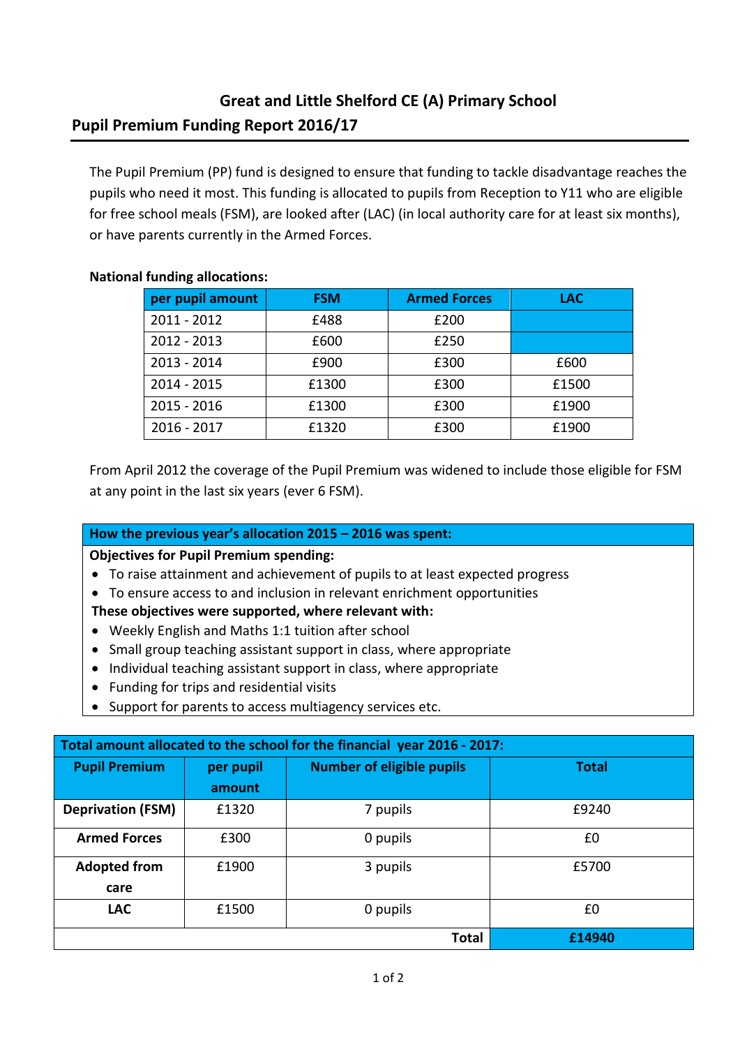# Great and Little Shelford CE (A) Primary School

## Pupil Premium Funding Report 2016/17

The Pupil Premium (PP) fund is designed to ensure that funding to tackle disadvantage reaches the pupils who need it most. This funding is allocated to pupils from Reception to Y11 who are eligible for free school meals (FSM), are looked after (LAC) (in local authority care for at least six months), or have parents currently in the Armed Forces.

**National funding allocations:**

| per pupil amount | FSM | Armed Forces | LAC |
|---|---|---|---|
| 2011 - 2012 | £488 | £200 | |
| 2012 - 2013 | £600 | £250 | |
| 2013 - 2014 | £900 | £300 | £600 |
| 2014 - 2015 | £1300 | £300 | £1500 |
| 2015 - 2016 | £1300 | £300 | £1900 |
| 2016 - 2017 | £1320 | £300 | £1900 |

From April 2012 the coverage of the Pupil Premium was widened to include those eligible for FSM at any point in the last six years (ever 6 FSM).

**How the previous year's allocation 2015 – 2016 was spent:**

**Objectives for Pupil Premium spending:**

- To raise attainment and achievement of pupils to at least expected progress
- To ensure access to and inclusion in relevant enrichment opportunities

**These objectives were supported, where relevant with:**

- Weekly English and Maths 1:1 tuition after school
- Small group teaching assistant support in class, where appropriate
- Individual teaching assistant support in class, where appropriate
- Funding for trips and residential visits
- Support for parents to access multiagency services etc.

**Total amount allocated to the school for the financial year 2016 - 2017:**

| Pupil Premium | per pupil amount | Number of eligible pupils | Total |
|---|---|---|---|
| Deprivation (FSM) | £1320 | 7 pupils | £9240 |
| Armed Forces | £300 | 0 pupils | £0 |
| Adopted from care | £1900 | 3 pupils | £5700 |
| LAC | £1500 | 0 pupils | £0 |
| | | **Total** | **£14940** |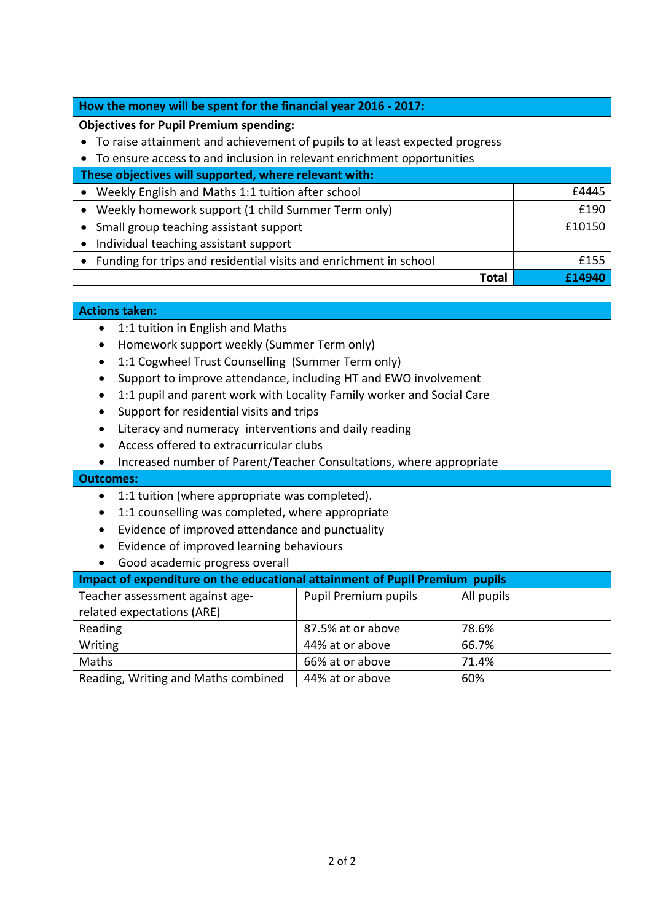| How the money will be spent for the financial year 2016 - 2017: | |
|---|---|
| **Objectives for Pupil Premium spending:** | |
| • To raise attainment and achievement of pupils to at least expected progress | |
| • To ensure access to and inclusion in relevant enrichment opportunities | |
| **These objectives will supported, where relevant with:** | |
| • Weekly English and Maths 1:1 tuition after school | £4445 |
| • Weekly homework support (1 child Summer Term only) | £190 |
| • Small group teaching assistant support<br>• Individual teaching assistant support | £10150 |
| • Funding for trips and residential visits and enrichment in school | £155 |
| **Total** | **£14940** |

**Actions taken:**

- 1:1 tuition in English and Maths
- Homework support weekly (Summer Term only)
- 1:1 Cogwheel Trust Counselling (Summer Term only)
- Support to improve attendance, including HT and EWO involvement
- 1:1 pupil and parent work with Locality Family worker and Social Care
- Support for residential visits and trips
- Literacy and numeracy interventions and daily reading
- Access offered to extracurricular clubs
- Increased number of Parent/Teacher Consultations, where appropriate

**Outcomes:**

- 1:1 tuition (where appropriate was completed).
- 1:1 counselling was completed, where appropriate
- Evidence of improved attendance and punctuality
- Evidence of improved learning behaviours
- Good academic progress overall

**Impact of expenditure on the educational attainment of Pupil Premium pupils**

| Teacher assessment against age-related expectations (ARE) | Pupil Premium pupils | All pupils |
|---|---|---|
| Reading | 87.5% at or above | 78.6% |
| Writing | 44% at or above | 66.7% |
| Maths | 66% at or above | 71.4% |
| Reading, Writing and Maths combined | 44% at or above | 60% |